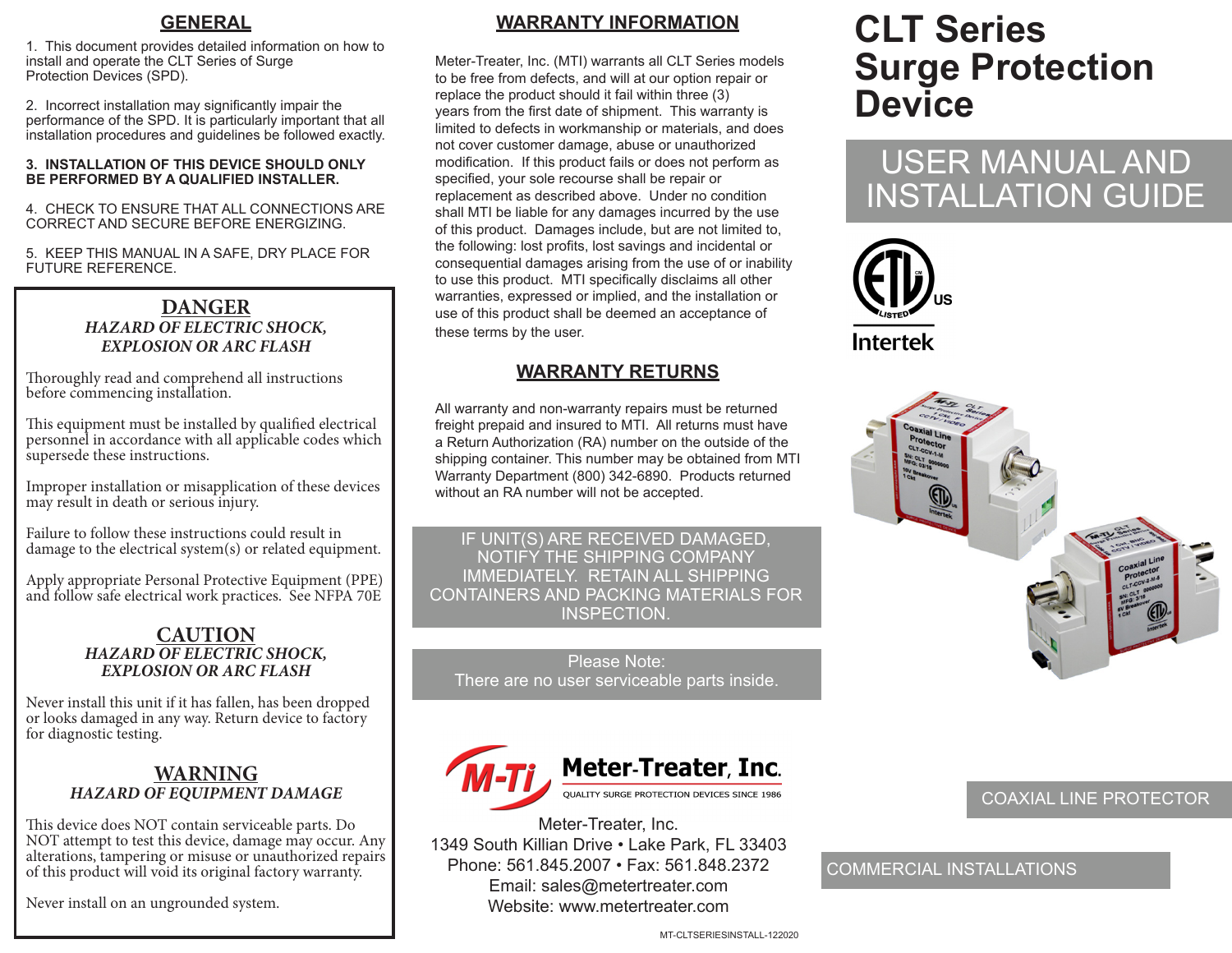# CLT Series Surge Protection Device

## USER MANUAL AND INSTALLATION GUIDE

COAXIAL LINE PROTECTOR

COMMERCIAL INSTALLATIONS

## GENERAL

1. This document provides detailed information on how to install and operate the CLT Series of Surge Protection Devices (SPD).

2. Incorrect installation may significantly impair the performance of the SPD. It is particularly important that all installation procedures and guidelines be followed exactly.

**3. INSTALLATION OF THIS DEVICE SHOULD ONLY BE PERFORMED BY A QUALIFIED INSTALLER.**

4. CHECK TO ENSURE THAT ALL CONNECTIONS ARE CORRECT AND SECURE BEFORE ENERGIZING.

5. KEEP THIS MANUAL IN A SAFE, DRY PLACE FOR FUTURE REFERENCE.

### DANGER

***HAZARD OF ELECTRIC SHOCK, EXPLOSION OR ARC FLASH***

Thoroughly read and comprehend all instructions before commencing installation.

This equipment must be installed by qualified electrical personnel in accordance with all applicable codes which supersede these instructions.

Improper installation or misapplication of these devices may result in death or serious injury.

Failure to follow these instructions could result in damage to the electrical system(s) or related equipment.

Apply appropriate Personal Protective Equipment (PPE) and follow safe electrical work practices. See NFPA 70E

### CAUTION

***HAZARD OF ELECTRIC SHOCK, EXPLOSION OR ARC FLASH***

Never install this unit if it has fallen, has been dropped or looks damaged in any way. Return device to factory for diagnostic testing.

### WARNING

***HAZARD OF EQUIPMENT DAMAGE***

This device does NOT contain serviceable parts. Do NOT attempt to test this device, damage may occur. Any alterations, tampering or misuse or unauthorized repairs of this product will void its original factory warranty.

Never install on an ungrounded system.

## WARRANTY INFORMATION

Meter-Treater, Inc. (MTI) warrants all CLT Series models to be free from defects, and will at our option repair or replace the product should it fail within three (3) years from the first date of shipment. This warranty is limited to defects in workmanship or materials, and does not cover customer damage, abuse or unauthorized modification. If this product fails or does not perform as specified, your sole recourse shall be repair or replacement as described above. Under no condition shall MTI be liable for any damages incurred by the use of this product. Damages include, but are not limited to, the following: lost profits, lost savings and incidental or consequential damages arising from the use of or inability to use this product. MTI specifically disclaims all other warranties, expressed or implied, and the installation or use of this product shall be deemed an acceptance of these terms by the user.

## WARRANTY RETURNS

All warranty and non-warranty repairs must be returned freight prepaid and insured to MTI. All returns must have a Return Authorization (RA) number on the outside of the shipping container. This number may be obtained from MTI Warranty Department (800) 342-6890. Products returned without an RA number will not be accepted.

IF UNIT(S) ARE RECEIVED DAMAGED, NOTIFY THE SHIPPING COMPANY IMMEDIATELY. RETAIN ALL SHIPPING CONTAINERS AND PACKING MATERIALS FOR INSPECTION.

Please Note:
There are no user serviceable parts inside.

**Meter-Treater, Inc.**
QUALITY SURGE PROTECTION DEVICES SINCE 1986

Meter-Treater, Inc.
1349 South Killian Drive • Lake Park, FL 33403
Phone: 561.845.2007 • Fax: 561.848.2372
Email: sales@metertreater.com
Website: www.metertreater.com

MT-CLTSERIESINSTALL-122020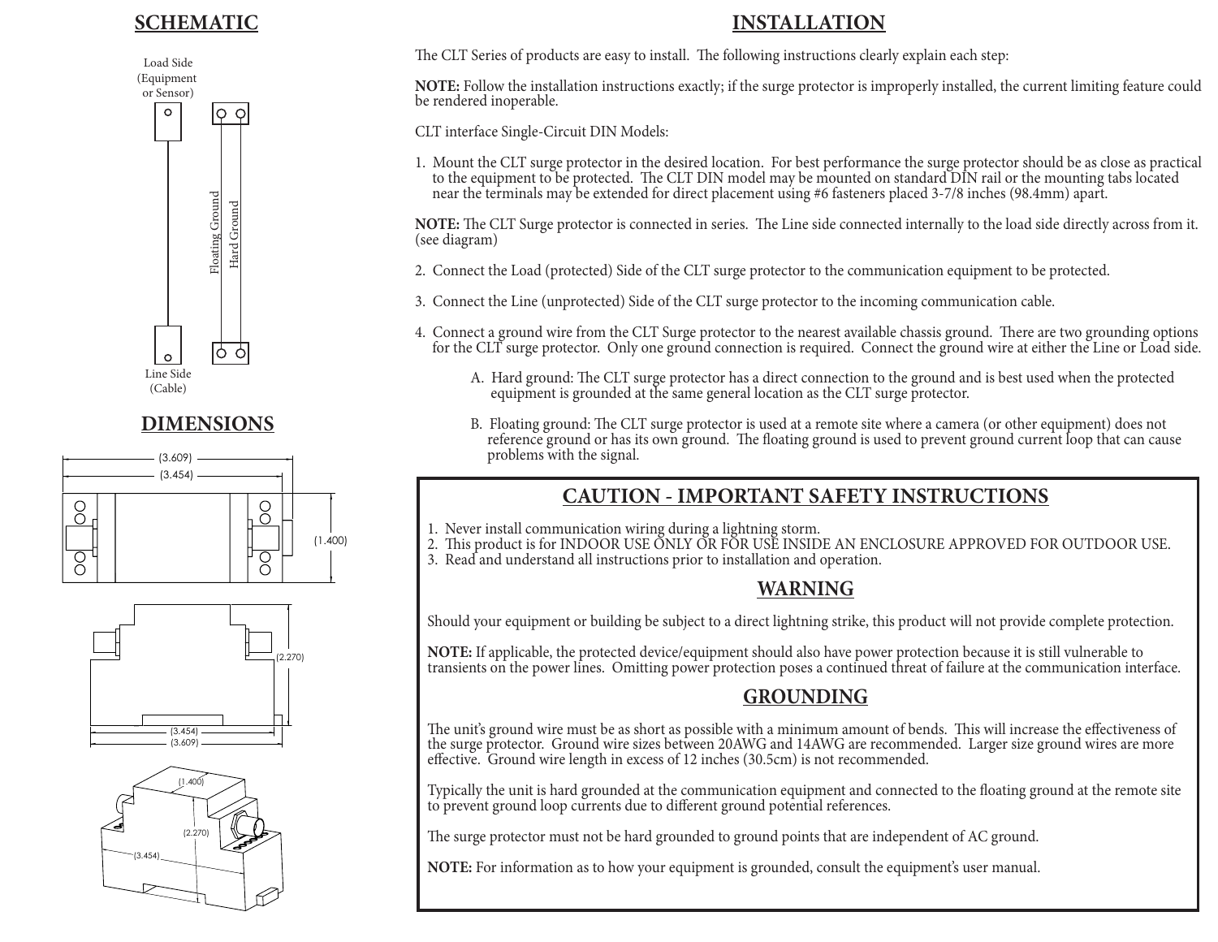## SCHEMATIC

Load Side
(Equipment
or Sensor)

Floating Ground
Hard Ground

Line Side
(Cable)

## DIMENSIONS

(3.609)
(3.454)
(1.400)

(2.270)
(3.454)
(3.609)

(1.400)
(2.270)
(3.454)

## INSTALLATION

The CLT Series of products are easy to install. The following instructions clearly explain each step:

**NOTE:** Follow the installation instructions exactly; if the surge protector is improperly installed, the current limiting feature could be rendered inoperable.

CLT interface Single-Circuit DIN Models:

1. Mount the CLT surge protector in the desired location. For best performance the surge protector should be as close as practical to the equipment to be protected. The CLT DIN model may be mounted on standard DIN rail or the mounting tabs located near the terminals may be extended for direct placement using #6 fasteners placed 3-7/8 inches (98.4mm) apart.

**NOTE:** The CLT Surge protector is connected in series. The Line side connected internally to the load side directly across from it. (see diagram)

2. Connect the Load (protected) Side of the CLT surge protector to the communication equipment to be protected.

3. Connect the Line (unprotected) Side of the CLT surge protector to the incoming communication cable.

4. Connect a ground wire from the CLT Surge protector to the nearest available chassis ground. There are two grounding options for the CLT surge protector. Only one ground connection is required. Connect the ground wire at either the Line or Load side.

   A. Hard ground: The CLT surge protector has a direct connection to the ground and is best used when the protected equipment is grounded at the same general location as the CLT surge protector.

   B. Floating ground: The CLT surge protector is used at a remote site where a camera (or other equipment) does not reference ground or has its own ground. The floating ground is used to prevent ground current loop that can cause problems with the signal.

## CAUTION - IMPORTANT SAFETY INSTRUCTIONS

1. Never install communication wiring during a lightning storm.
2. This product is for INDOOR USE ONLY OR FOR USE INSIDE AN ENCLOSURE APPROVED FOR OUTDOOR USE.
3. Read and understand all instructions prior to installation and operation.

## WARNING

Should your equipment or building be subject to a direct lightning strike, this product will not provide complete protection.

**NOTE:** If applicable, the protected device/equipment should also have power protection because it is still vulnerable to transients on the power lines. Omitting power protection poses a continued threat of failure at the communication interface.

## GROUNDING

The unit's ground wire must be as short as possible with a minimum amount of bends. This will increase the effectiveness of the surge protector. Ground wire sizes between 20AWG and 14AWG are recommended. Larger size ground wires are more effective. Ground wire length in excess of 12 inches (30.5cm) is not recommended.

Typically the unit is hard grounded at the communication equipment and connected to the floating ground at the remote site to prevent ground loop currents due to different ground potential references.

The surge protector must not be hard grounded to ground points that are independent of AC ground.

**NOTE:** For information as to how your equipment is grounded, consult the equipment's user manual.